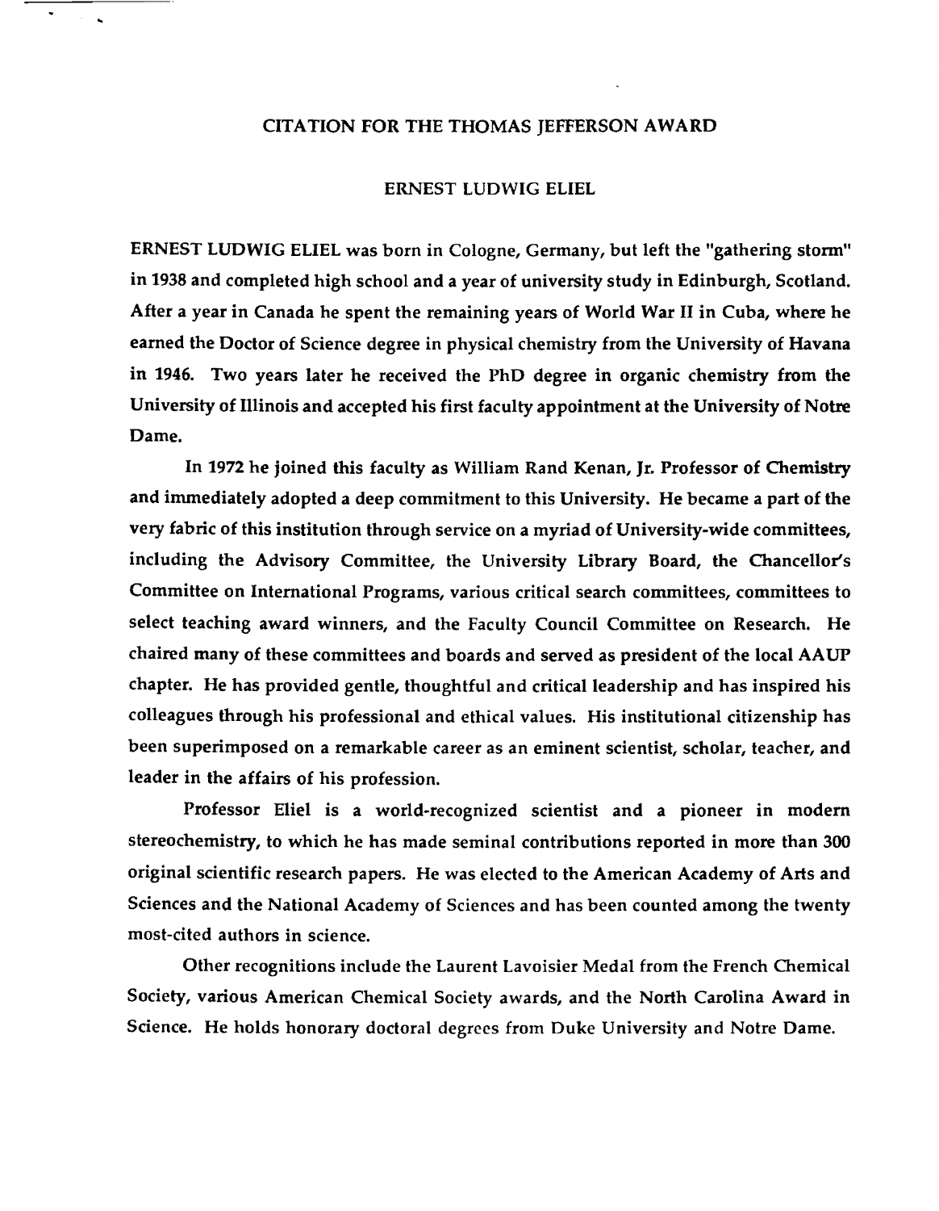# CITATION FOR THE THOMAS JEFFERSON AWARD

## ERNEST LUDWIG ELIEL

ERNEST LUDWIG ELIEL was born in Cologne, Germany, but left the "gathering storm" in 1938 and completed high school and a year of university study in Edinburgh, Scotland. After a year in Canada he spent the remaining years of World War II in Cuba, where he earned the Doctor of Science degree in physical chemistry from the University of Havana in 1946. Two years later he received the PhD degree in organic chemistry from the University of Illinois and accepted his first faculty appointment at the University of Notre Dame.

In 1972 he joined this faculty as William Rand Kenan, Jr. Professor of Chemistry and immediately adopted a deep commitment to this University. He became a part of the very fabric of this institution through service on a myriad of University-wide committees, including the Advisory Committee, the University Library Board, the Chancellor's Committee on International Programs, various critical search committees, committees to select teaching award winners, and the Faculty Council Committee on Research. He chaired many of these committees and boards and served as president of the local AAUP chapter. He has provided gentle, thoughtful and critical leadership and has inspired his colleagues through his professional and ethical values. His institutional citizenship has been superimposed on a remarkable career as an eminent scientist, scholar, teacher, and leader in the affairs of his profession.

Professor Eliel is a world-recognized scientist and a pioneer in modern stereochemistry, to which he has made seminal contributions reported in more than 300 original scientific research papers. He was elected to the American Academy of Arts and Sciences and the National Academy of Sciences and has been counted among the twenty most-cited authors in science.

Other recognitions include the Laurent Lavoisier Medal from the French Chemical Society, various American Chemical Society awards, and the North Carolina Award in Science. He holds honorary doctoral degrees from Duke University and Notre Dame.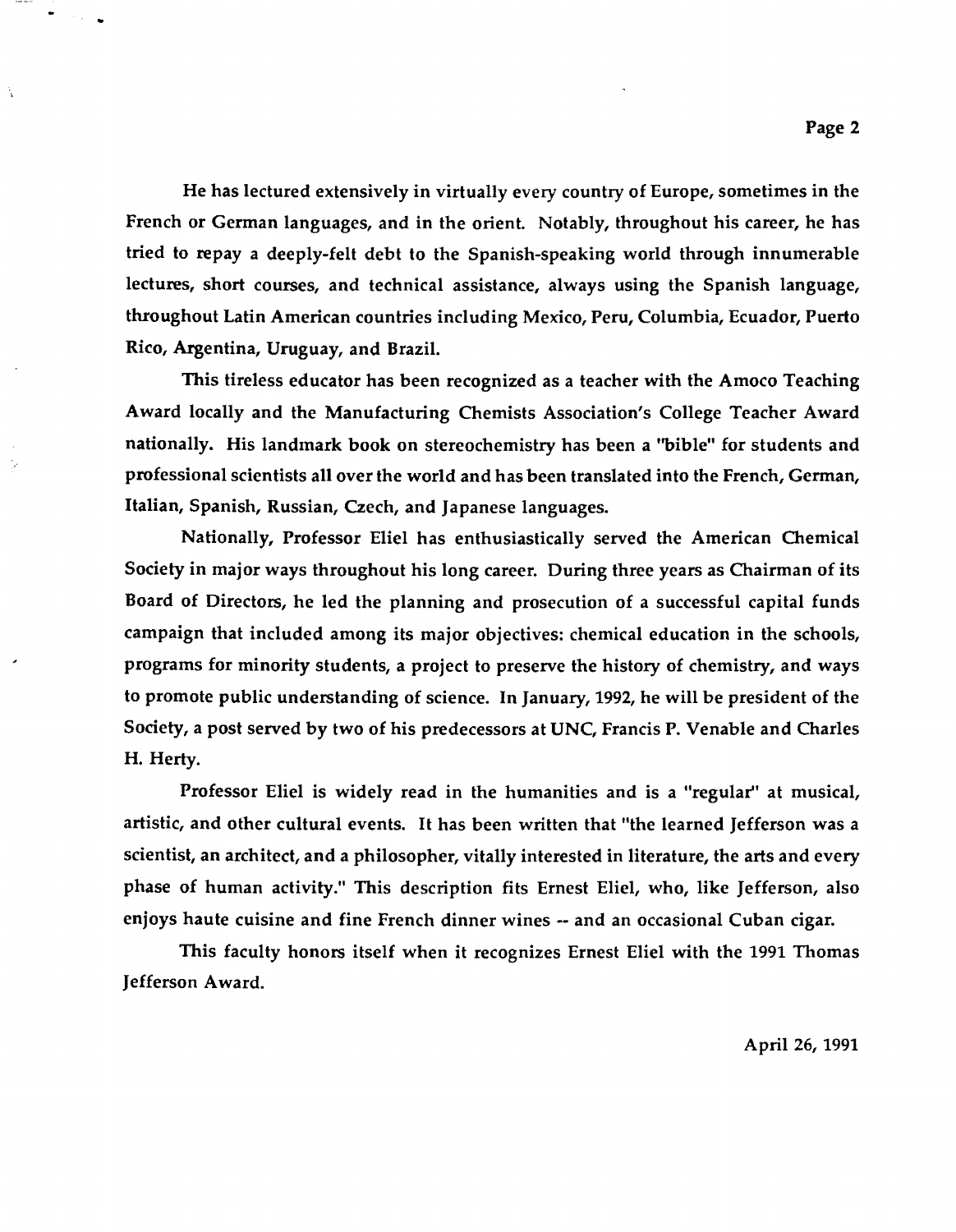He has lectured extensively in virtually every country of Europe, sometimes in the French or German languages, and in the orient. Notably, throughout his career, he has tried to repay a deeply-felt debt to the Spanish-speaking world through innumerable lectures, short courses, and technical assistance, always using the Spanish language, throughout Latin American countries including Mexico, Peru, Columbia, Ecuador, Puerto Rico, Argentina, Uruguay, and Brazil.

This tireless educator has been recognized as a teacher with the Amoco Teaching Award locally and the Manufacturing Chemists Association's College Teacher Award nationally. His landmark book on stereochemistry has been a "bible" for students and professional scientists all over the world and has been translated into the French, German, Italian, Spanish, Russian, Czech, and Japanese languages.

Nationally, Professor Eliel has enthusiastically served the American Chemical Society in major ways throughout his long career. During three years as Chairman of its Board of Directors, he led the planning and prosecution of a successful capital funds campaign that included among its major objectives: chemical education in the schools, programs for minority students, a project to preserve the history of chemistry, and ways to promote public understanding of science. In January, 1992, he will be president of the Society, a post served by two of his predecessors at UNC, Francis P. Venable and Charles H. Herty.

Professor Eliel is widely read in the humanities and is a "regular" at musical, artistic, and other cultural events. It has been written that "the learned Jefferson was a scientist, an architect, and a philosopher, vitally interested in literature, the arts and every phase of human activity." This description fits Ernest Eliel, who, like Jefferson, also enjoys haute cuisine and fine French dinner wines -- and an occasional Cuban cigar.

This faculty honors itself when it recognizes Ernest Eliel with the 1991 Thomas Jefferson Award.

April 26, 1991